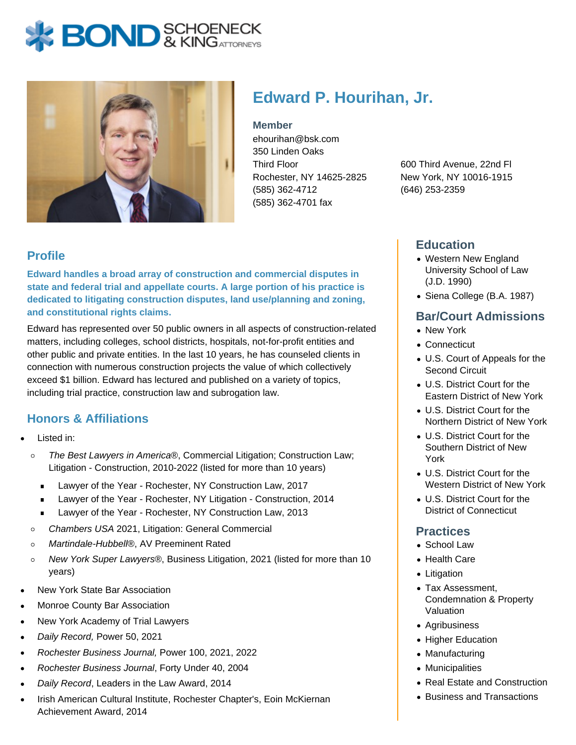# Edward P. Hourihan, Jr.

**Member**
ehourihan@bsk.com
350 Linden Oaks
Third Floor
Rochester, NY 14625-2825
(585) 362-4712
(585) 362-4701 fax

600 Third Avenue, 22nd Fl
New York, NY 10016-1915
(646) 253-2359

## Profile

**Edward handles a broad array of construction and commercial disputes in state and federal trial and appellate courts. A large portion of his practice is dedicated to litigating construction disputes, land use/planning and zoning, and constitutional rights claims.**

Edward has represented over 50 public owners in all aspects of construction-related matters, including colleges, school districts, hospitals, not-for-profit entities and other public and private entities. In the last 10 years, he has counseled clients in connection with numerous construction projects the value of which collectively exceed $1 billion. Edward has lectured and published on a variety of topics, including trial practice, construction law and subrogation law.

## Honors & Affiliations

- Listed in:
  - *The Best Lawyers in America*®, Commercial Litigation; Construction Law; Litigation - Construction, 2010-2022 (listed for more than 10 years)
    - Lawyer of the Year - Rochester, NY Construction Law, 2017
    - Lawyer of the Year - Rochester, NY Litigation - Construction, 2014
    - Lawyer of the Year - Rochester, NY Construction Law, 2013
  - *Chambers USA* 2021, Litigation: General Commercial
  - *Martindale-Hubbell*®, AV Preeminent Rated
  - *New York Super Lawyers*®, Business Litigation, 2021 (listed for more than 10 years)
- New York State Bar Association
- Monroe County Bar Association
- New York Academy of Trial Lawyers
- *Daily Record,* Power 50, 2021
- *Rochester Business Journal,* Power 100, 2021, 2022
- *Rochester Business Journal*, Forty Under 40, 2004
- *Daily Record*, Leaders in the Law Award, 2014
- Irish American Cultural Institute, Rochester Chapter's, Eoin McKiernan Achievement Award, 2014

## Education

- Western New England University School of Law (J.D. 1990)
- Siena College (B.A. 1987)

## Bar/Court Admissions

- New York
- Connecticut
- U.S. Court of Appeals for the Second Circuit
- U.S. District Court for the Eastern District of New York
- U.S. District Court for the Northern District of New York
- U.S. District Court for the Southern District of New York
- U.S. District Court for the Western District of New York
- U.S. District Court for the District of Connecticut

## Practices

- School Law
- Health Care
- Litigation
- Tax Assessment, Condemnation & Property Valuation
- Agribusiness
- Higher Education
- Manufacturing
- Municipalities
- Real Estate and Construction
- Business and Transactions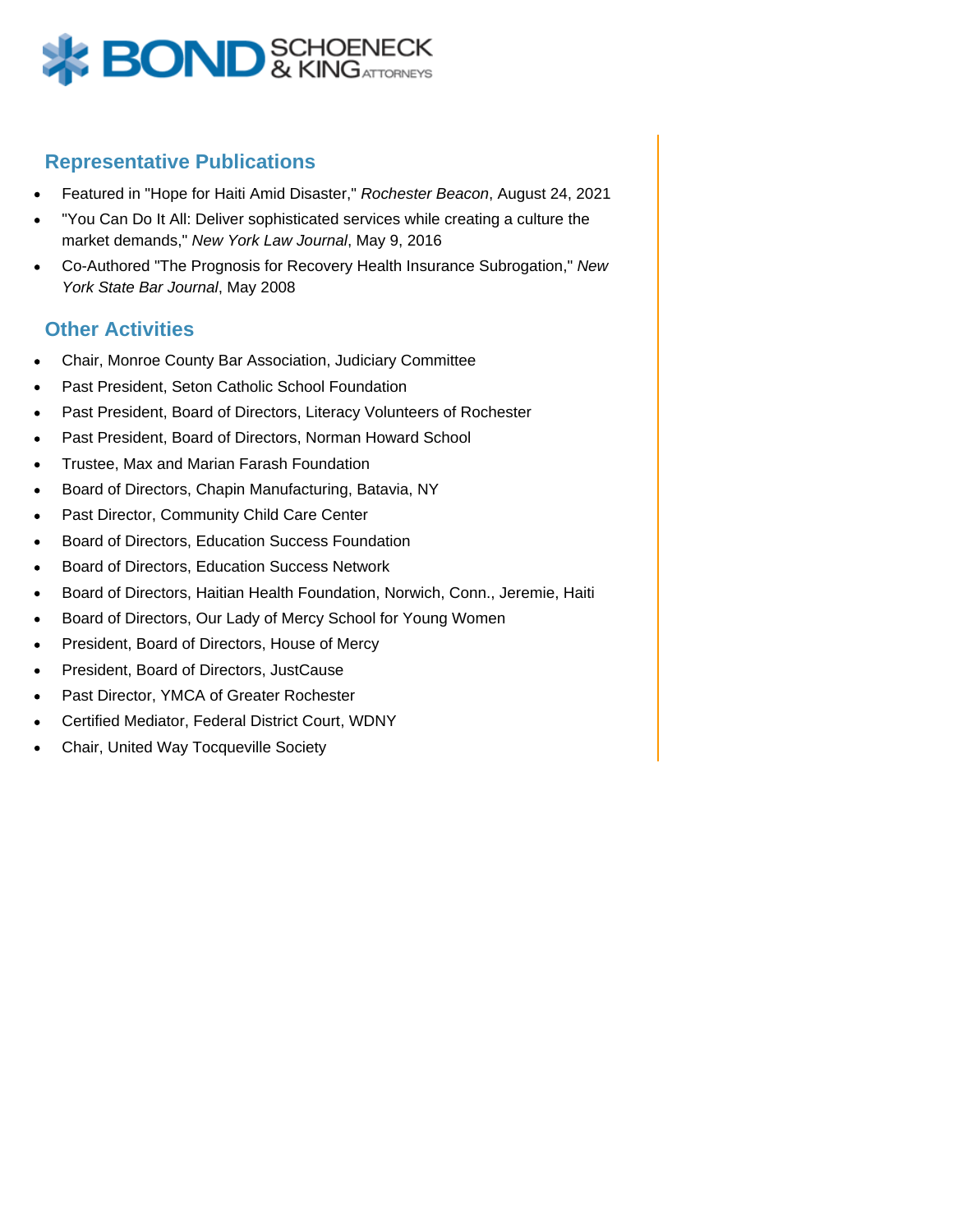## Representative Publications

- Featured in "Hope for Haiti Amid Disaster," *Rochester Beacon*, August 24, 2021
- "You Can Do It All: Deliver sophisticated services while creating a culture the market demands," *New York Law Journal*, May 9, 2016
- Co-Authored "The Prognosis for Recovery Health Insurance Subrogation," *New York State Bar Journal*, May 2008

## Other Activities

- Chair, Monroe County Bar Association, Judiciary Committee
- Past President, Seton Catholic School Foundation
- Past President, Board of Directors, Literacy Volunteers of Rochester
- Past President, Board of Directors, Norman Howard School
- Trustee, Max and Marian Farash Foundation
- Board of Directors, Chapin Manufacturing, Batavia, NY
- Past Director, Community Child Care Center
- Board of Directors, Education Success Foundation
- Board of Directors, Education Success Network
- Board of Directors, Haitian Health Foundation, Norwich, Conn., Jeremie, Haiti
- Board of Directors, Our Lady of Mercy School for Young Women
- President, Board of Directors, House of Mercy
- President, Board of Directors, JustCause
- Past Director, YMCA of Greater Rochester
- Certified Mediator, Federal District Court, WDNY
- Chair, United Way Tocqueville Society